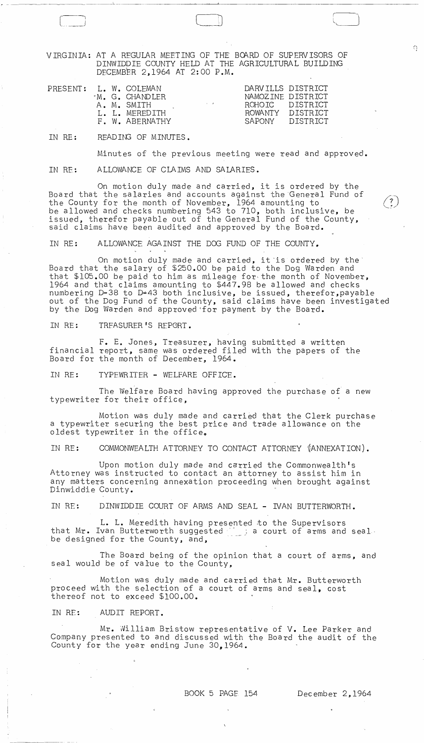VIRGINIA: AT A REGULAR MEETING OF THE BOARD OF SUPERVISORS OF DINWIDDIE COUNTY HELD AT THE AGRICULTURAL BUILDING DECEMBER 2,1964 AT 2:00 P.M.

| PRESENT: | L. W. COLEMAN | DARVILLS DISTRICT |
|---|---|---|
| | M. G. CHANDLER | NAMOZINE DISTRICT |
| | A. M. SMITH | ROHOIC DISTRICT |
| | L. L. MEREDITH | ROWANTY DISTRICT |
| | F. W. ABERNATHY | SAPONY DISTRICT |

IN RE: READING OF MINUTES.

Minutes of the previous meeting were read and approved.

IN RE: ALLOWANCE OF CLAIMS AND SALARIES.

On motion duly made and carried, it is ordered by the Board that the salaries and accounts against the General Fund of the County for the month of November, 1964 amounting to be allowed and checks numbering 543 to 710, both inclusive, be issued, therefor payable out of the General Fund of the County, said claims have been audited and approved by the Board.

IN RE: ALLOWANCE AGAINST THE DOG FUND OF THE COUNTY.

On motion duly made and carried, it is ordered by the Board that the salary of $250.00 be paid to the Dog Warden and that $105.00 be paid to him as mileage for the month of November, 1964 and that claims amounting to $447.98 be allowed and checks numbering D-38 to D-43 both inclusive, be issued, therefor,payable out of the Dog Fund of the County, said claims have been investigated by the Dog Warden and approved for payment by the Board.

IN RE: TREASURER'S REPORT.

F. E. Jones, Treasurer, having submitted a written financial report, same was ordered filed with the papers of the Board for the month of December, 1964.

IN RE: TYPEWRITER - WELFARE OFFICE.

The Welfare Board having approved the purchase of a new typewriter for their office,

Motion was duly made and carried that the Clerk purchase a typewriter securing the best price and trade allowance on the oldest typewriter in the office.

IN RE: COMMONWEALTH ATTORNEY TO CONTACT ATTORNEY (ANNEXATION).

Upon motion duly made and carried the Commonwealth's Attorney was instructed to contact an attorney to assist him in any matters concerning annexation proceeding when brought against Dinwiddie County.

IN RE: DINWIDDIE COURT OF ARMS AND SEAL - IVAN BUTTERWORTH.

L. L. Meredith having presented to the Supervisors that Mr. Ivan Butterworth suggested a court of arms and seal be designed for the County, and,

The Board being of the opinion that a court of arms, and seal would be of value to the County,

Motion was duly made and carried that Mr. Butterworth proceed with the selection of a court of arms and seal, cost thereof not to exceed $100.00.

IN RE: AUDIT REPORT.

Mr. William Bristow representative of V. Lee Parker and Company presented to and discussed with the Board the audit of the County for the year ending June 30,1964.

BOOK 5 PAGE 154 December 2,1964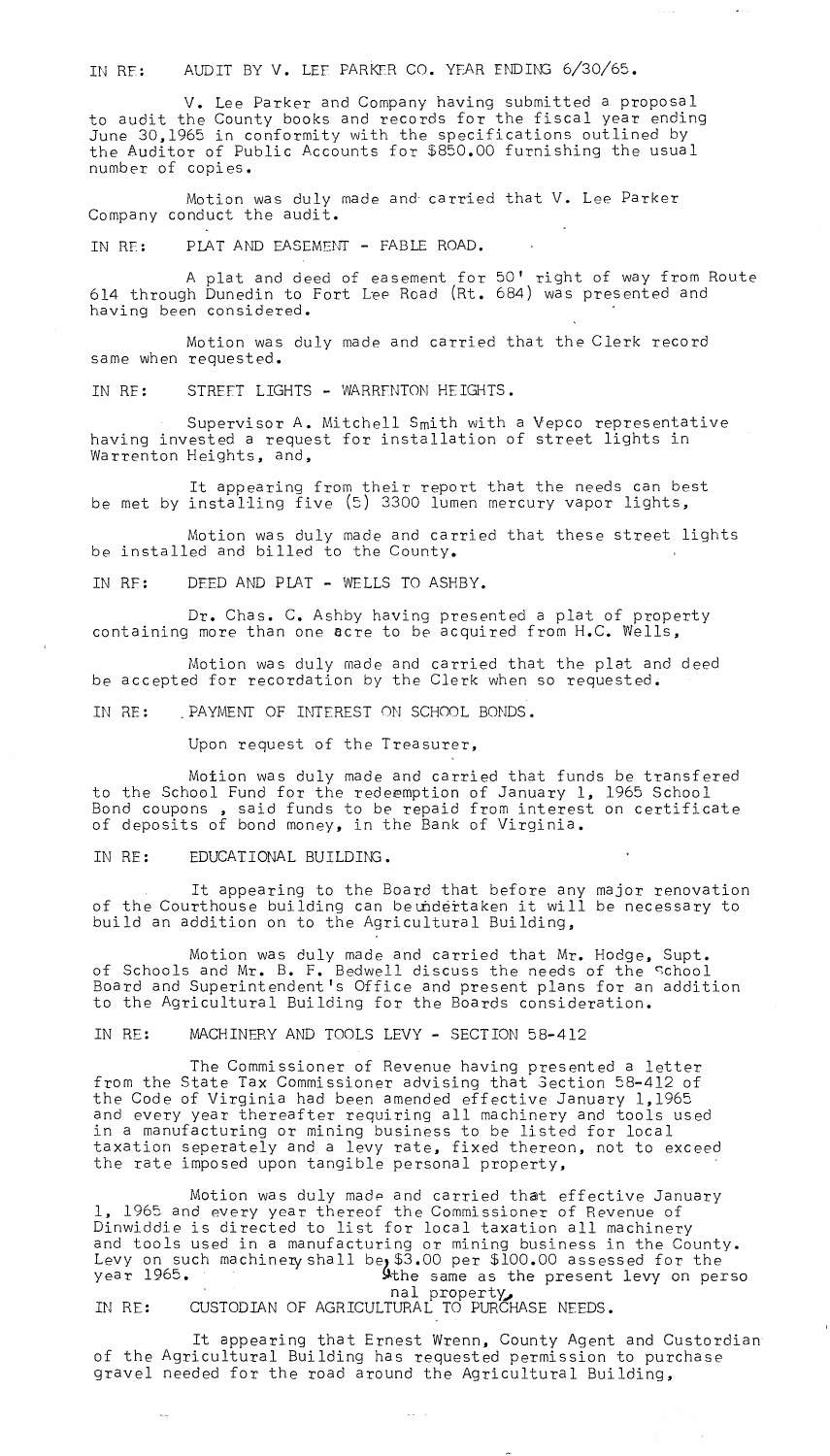IN RE: AUDIT BY V. LEE PARKER CO. YEAR ENDING 6/30/65.

V. Lee Parker and Company having submitted a proposal to audit the County books and records for the fiscal year ending June 30,1965 in conformity with the specifications outlined by the Auditor of Public Accounts for $850.00 furnishing the usual number of copies.

Motion was duly made and carried that V. Lee Parker Company conduct the audit.

IN RE: PLAT AND EASEMENT - FABLE ROAD.

A plat and deed of easement for 50' right of way from Route 614 through Dunedin to Fort Lee Road (Rt. 684) was presented and having been considered.

Motion was duly made and carried that the Clerk record same when requested.

IN RE: STREET LIGHTS - WARRENTON HEIGHTS.

Supervisor A. Mitchell Smith with a Vepco representative having invested a request for installation of street lights in Warrenton Heights, and,

It appearing from their report that the needs can best be met by installing five (5) 3300 lumen mercury vapor lights,

Motion was duly made and carried that these street lights be installed and billed to the County.

IN RE: DEED AND PLAT - WELLS TO ASHBY.

Dr. Chas. C. Ashby having presented a plat of property containing more than one acre to be acquired from H.C. Wells,

Motion was duly made and carried that the plat and deed be accepted for recordation by the Clerk when so requested.

IN RE: PAYMENT OF INTEREST ON SCHOOL BONDS.

Upon request of the Treasurer,

Motion was duly made and carried that funds be transfered to the School Fund for the redemption of January 1, 1965 School Bond coupons , said funds to be repaid from interest on certificate of deposits of bond money, in the Bank of Virginia.

IN RE: EDUCATIONAL BUILDING.

It appearing to the Board that before any major renovation of the Courthouse building can be undertaken it will be necessary to build an addition on to the Agricultural Building,

Motion was duly made and carried that Mr. Hodge, Supt. of Schools and Mr. B. F. Bedwell discuss the needs of the School Board and Superintendent's Office and present plans for an addition to the Agricultural Building for the Boards consideration.

IN RE: MACHINERY AND TOOLS LEVY - SECTION 58-412

The Commissioner of Revenue having presented a letter from the State Tax Commissioner advising that Section 58-412 of the Code of Virginia had been amended effective January 1,1965 and every year thereafter requiring all machinery and tools used in a manufacturing or mining business to be listed for local taxation seperately and a levy rate, fixed thereon, not to exceed the rate imposed upon tangible personal property,

Motion was duly made and carried that effective January 1, 1965 and every year thereof the Commissioner of Revenue of Dinwiddie is directed to list for local taxation all machinery and tools used in a manufacturing or mining business in the County. Levy on such machinery shall be, $3.00 per $100.00 assessed for the year 1965. the same as the present levy on personal property.

IN RE: CUSTODIAN OF AGRICULTURAL TO PURCHASE NEEDS.

It appearing that Ernest Wrenn, County Agent and Custordian of the Agricultural Building has requested permission to purchase gravel needed for the road around the Agricultural Building,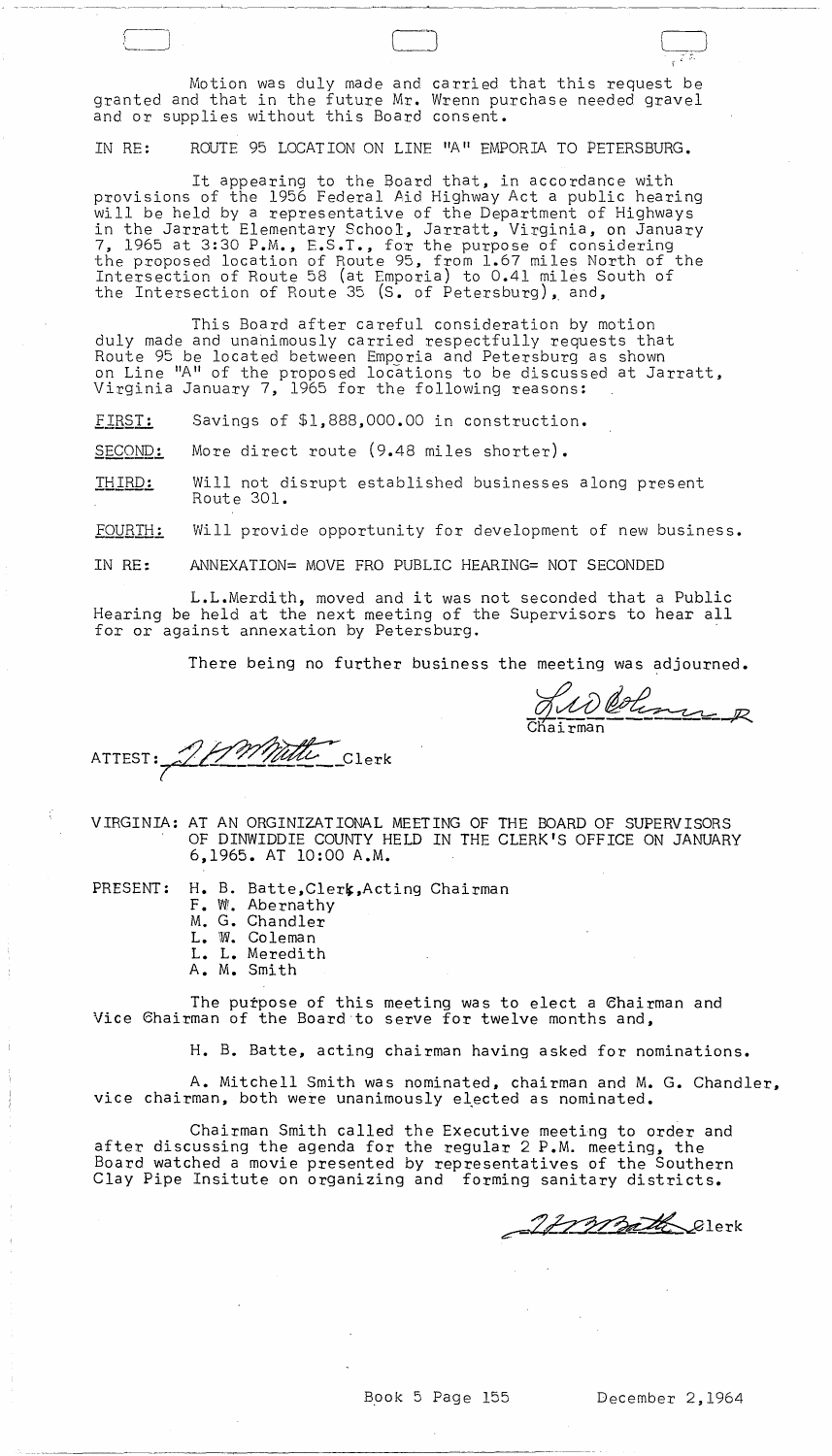Motion was duly made and carried that this request be granted and that in the future Mr. Wrenn purchase needed gravel and or supplies without this Board consent.

IN RE: ROUTE 95 LOCATION ON LINE "A" EMPORIA TO PETERSBURG.

It appearing to the Board that, in accordance with provisions of the 1956 Federal Aid Highway Act a public hearing will be held by a representative of the Department of Highways in the Jarratt Elementary School, Jarratt, Virginia, on January 7, 1965 at 3:30 P.M., E.S.T., for the purpose of considering the proposed location of Route 95, from 1.67 miles North of the Intersection of Route 58 (at Emporia) to 0.41 miles South of the Intersection of Route 35 (S. of Petersburg), and,

This Board after careful consideration by motion duly made and unanimously carried respectfully requests that Route 95 be located between Emporia and Petersburg as shown on Line "A" of the proposed locations to be discussed at Jarratt, Virginia January 7, 1965 for the following reasons:

FIRST: Savings of $1,888,000.00 in construction.

SECOND: More direct route (9.48 miles shorter).

THIRD: Will not disrupt established businesses along present Route 301.

FOURTH: Will provide opportunity for development of new business.

IN RE: ANNEXATION= MOVE FRO PUBLIC HEARING= NOT SECONDED

L.L.Merdith, moved and it was not seconded that a Public Hearing be held at the next meeting of the Supervisors to hear all for or against annexation by Petersburg.

There being no further business the meeting was adjourned.

Chairman

ATTEST: Clerk

VIRGINIA: AT AN ORGINIZATIONAL MEETING OF THE BOARD OF SUPERVISORS OF DINWIDDIE COUNTY HELD IN THE CLERK'S OFFICE ON JANUARY 6,1965. AT 10:00 A.M.

PRESENT: H. B. Batte,Clerk,Acting Chairman
F. W. Abernathy
M. G. Chandler
L. W. Coleman
L. L. Meredith
A. M. Smith

The purpose of this meeting was to elect a Chairman and Vice Chairman of the Board to serve for twelve months and,

H. B. Batte, acting chairman having asked for nominations.

A. Mitchell Smith was nominated, chairman and M. G. Chandler, vice chairman, both were unanimously elected as nominated.

Chairman Smith called the Executive meeting to order and after discussing the agenda for the regular 2 P.M. meeting, the Board watched a movie presented by representatives of the Southern Clay Pipe Insitute on organizing and forming sanitary districts.

Clerk

Book 5 Page 155 December 2,1964